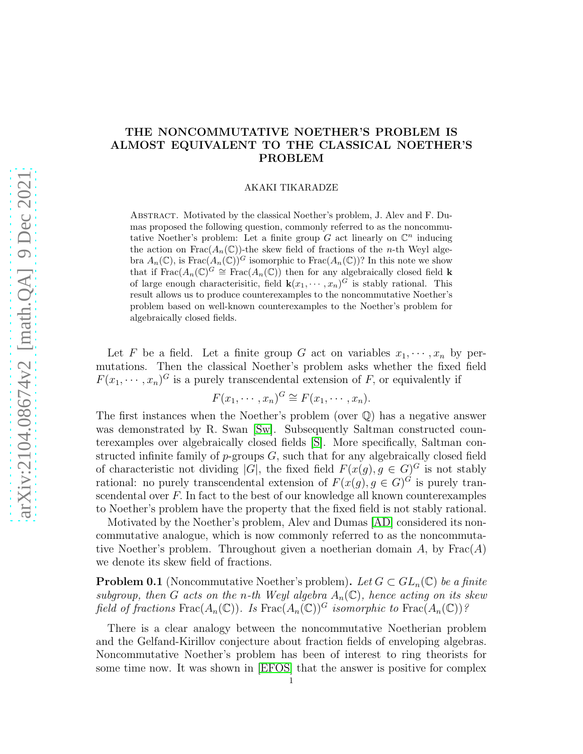# THE NONCOMMUTATIVE NOETHER'S PROBLEM IS ALMOST EQUIVALENT TO THE CLASSICAL NOETHER'S PROBLEM

AKAKI TIKARADZE

Abstract. Motivated by the classical Noether's problem, J. Alev and F. Dumas proposed the following question, commonly referred to as the noncommutative Noether's problem: Let a finite group $G$ act linearly on $\mathbb{C}^n$ inducing the action on $\mathrm{Frac}(A_n(\mathbb{C}))$-the skew field of fractions of the $n$-th Weyl algebra $A_n(\mathbb{C})$, is $\mathrm{Frac}(A_n(\mathbb{C}))^G$ isomorphic to $\mathrm{Frac}(A_n(\mathbb{C}))$? In this note we show that if $\mathrm{Frac}(A_n(\mathbb{C})^G \cong \mathrm{Frac}(A_n(\mathbb{C}))$ then for any algebraically closed field $\mathbf{k}$ of large enough characterisitic, field $\mathbf{k}(x_1, \cdots, x_n)^G$ is stably rational. This result allows us to produce counterexamples to the noncommutative Noether's problem based on well-known counterexamples to the Noether's problem for algebraically closed fields.

Let $F$ be a field. Let a finite group $G$ act on variables $x_1, \cdots, x_n$ by permutations. Then the classical Noether's problem asks whether the fixed field $F(x_1, \cdots, x_n)^G$ is a purely transcendental extension of $F$, or equivalently if

$$F(x_1, \cdots, x_n)^G \cong F(x_1, \cdots, x_n).$$

The first instances when the Noether's problem (over $\mathbb{Q}$) has a negative answer was demonstrated by R. Swan [Sw]. Subsequently Saltman constructed counterexamples over algebraically closed fields [S]. More specifically, Saltman constructed infinite family of $p$-groups $G$, such that for any algebraically closed field of characteristic not dividing $|G|$, the fixed field $F(x(g), g \in G)^G$ is not stably rational: no purely transcendental extension of $F(x(g), g \in G)^G$ is purely transcendental over $F$. In fact to the best of our knowledge all known counterexamples to Noether's problem have the property that the fixed field is not stably rational.

Motivated by the Noether's problem, Alev and Dumas [AD] considered its noncommutative analogue, which is now commonly referred to as the noncommutative Noether's problem. Throughout given a noetherian domain $A$, by $\mathrm{Frac}(A)$ we denote its skew field of fractions.

**Problem 0.1** (Noncommutative Noether's problem). *Let $G \subset GL_n(\mathbb{C})$ be a finite subgroup, then $G$ acts on the $n$-th Weyl algebra $A_n(\mathbb{C})$, hence acting on its skew field of fractions $\mathrm{Frac}(A_n(\mathbb{C}))$. Is $\mathrm{Frac}(A_n(\mathbb{C}))^G$ isomorphic to $\mathrm{Frac}(A_n(\mathbb{C}))$?*

There is a clear analogy between the noncommutative Noetherian problem and the Gelfand-Kirillov conjecture about fraction fields of enveloping algebras. Noncommutative Noether's problem has been of interest to ring theorists for some time now. It was shown in [EFOS] that the answer is positive for complex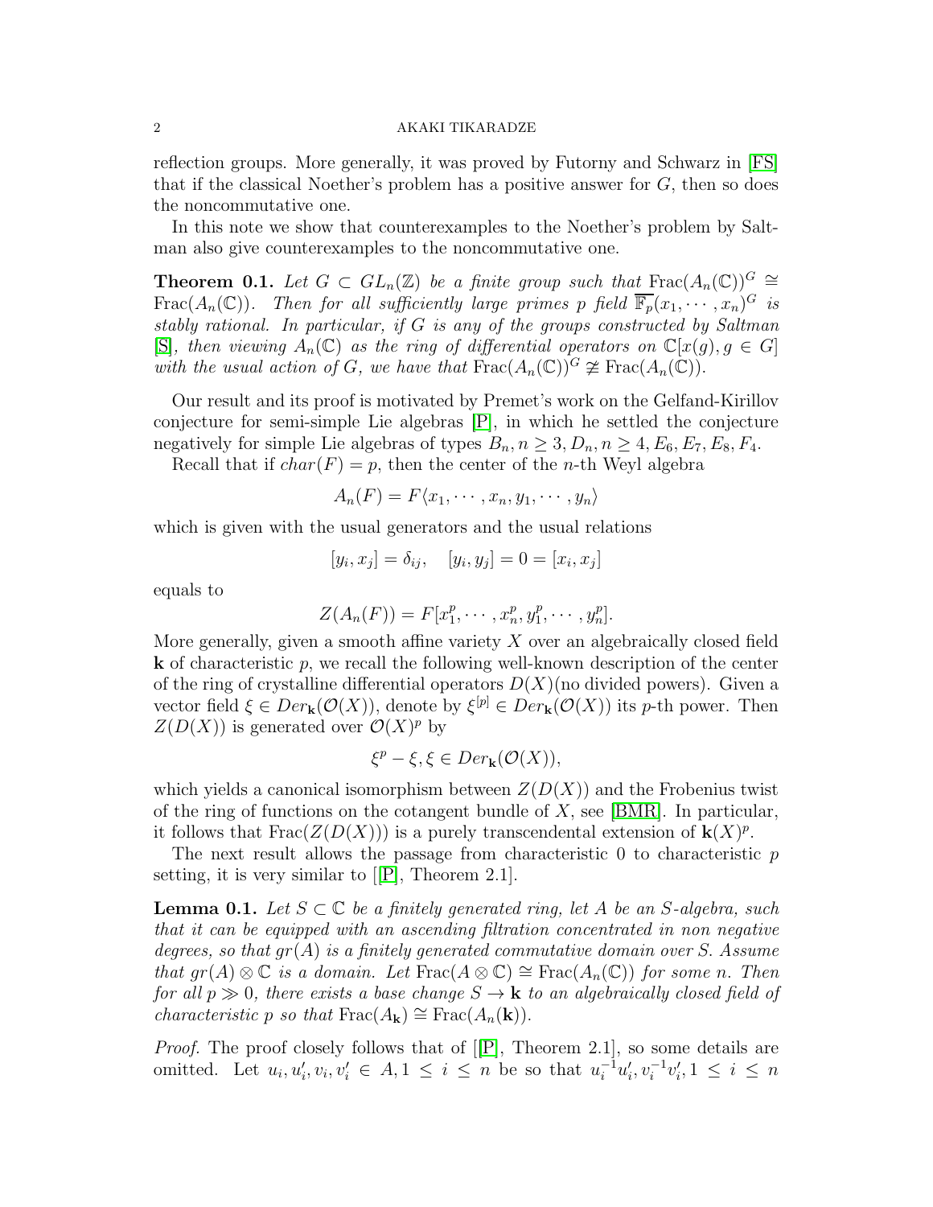reflection groups. More generally, it was proved by Futorny and Schwarz in [FS] that if the classical Noether's problem has a positive answer for $G$, then so does the noncommutative one.

In this note we show that counterexamples to the Noether's problem by Saltman also give counterexamples to the noncommutative one.

**Theorem 0.1.** *Let $G \subset GL_n(\mathbb{Z})$ be a finite group such that $\mathrm{Frac}(A_n(\mathbb{C}))^G \cong \mathrm{Frac}(A_n(\mathbb{C}))$. Then for all sufficiently large primes $p$ field $\overline{\mathbb{F}_p}(x_1, \cdots, x_n)^G$ is stably rational. In particular, if $G$ is any of the groups constructed by Saltman [S], then viewing $A_n(\mathbb{C})$ as the ring of differential operators on $\mathbb{C}[x(g), g \in G]$ with the usual action of $G$, we have that $\mathrm{Frac}(A_n(\mathbb{C}))^G \ncong \mathrm{Frac}(A_n(\mathbb{C}))$.*

Our result and its proof is motivated by Premet's work on the Gelfand-Kirillov conjecture for semi-simple Lie algebras [P], in which he settled the conjecture negatively for simple Lie algebras of types $B_n, n \geq 3, D_n, n \geq 4, E_6, E_7, E_8, F_4$.

Recall that if $char(F) = p$, then the center of the $n$-th Weyl algebra

$$A_n(F) = F\langle x_1, \cdots, x_n, y_1, \cdots, y_n\rangle$$

which is given with the usual generators and the usual relations

$$[y_i, x_j] = \delta_{ij}, \quad [y_i, y_j] = 0 = [x_i, x_j]$$

equals to

$$Z(A_n(F)) = F[x_1^p, \cdots, x_n^p, y_1^p, \cdots, y_n^p].$$

More generally, given a smooth affine variety $X$ over an algebraically closed field $\mathbf{k}$ of characteristic $p$, we recall the following well-known description of the center of the ring of crystalline differential operators $D(X)$(no divided powers). Given a vector field $\xi \in Der_{\mathbf{k}}(\mathcal{O}(X))$, denote by $\xi^{[p]} \in Der_{\mathbf{k}}(\mathcal{O}(X))$ its $p$-th power. Then $Z(D(X))$ is generated over $\mathcal{O}(X)^p$ by

$$\xi^p - \xi, \xi \in Der_{\mathbf{k}}(\mathcal{O}(X)),$$

which yields a canonical isomorphism between $Z(D(X))$ and the Frobenius twist of the ring of functions on the cotangent bundle of $X$, see [BMR]. In particular, it follows that $\mathrm{Frac}(Z(D(X)))$ is a purely transcendental extension of $\mathbf{k}(X)^p$.

The next result allows the passage from characteristic 0 to characteristic $p$ setting, it is very similar to [[P], Theorem 2.1].

**Lemma 0.1.** *Let $S \subset \mathbb{C}$ be a finitely generated ring, let $A$ be an $S$-algebra, such that it can be equipped with an ascending filtration concentrated in non negative degrees, so that $gr(A)$ is a finitely generated commutative domain over $S$. Assume that $gr(A) \otimes \mathbb{C}$ is a domain. Let $\mathrm{Frac}(A \otimes \mathbb{C}) \cong \mathrm{Frac}(A_n(\mathbb{C}))$ for some $n$. Then for all $p \gg 0$, there exists a base change $S \to \mathbf{k}$ to an algebraically closed field of characteristic $p$ so that $\mathrm{Frac}(A_{\mathbf{k}}) \cong \mathrm{Frac}(A_n(\mathbf{k}))$.*

*Proof.* The proof closely follows that of [[P], Theorem 2.1], so some details are omitted. Let $u_i, u_i', v_i, v_i' \in A, 1 \leq i \leq n$ be so that $u_i^{-1}u_i', v_i^{-1}v_i', 1 \leq i \leq n$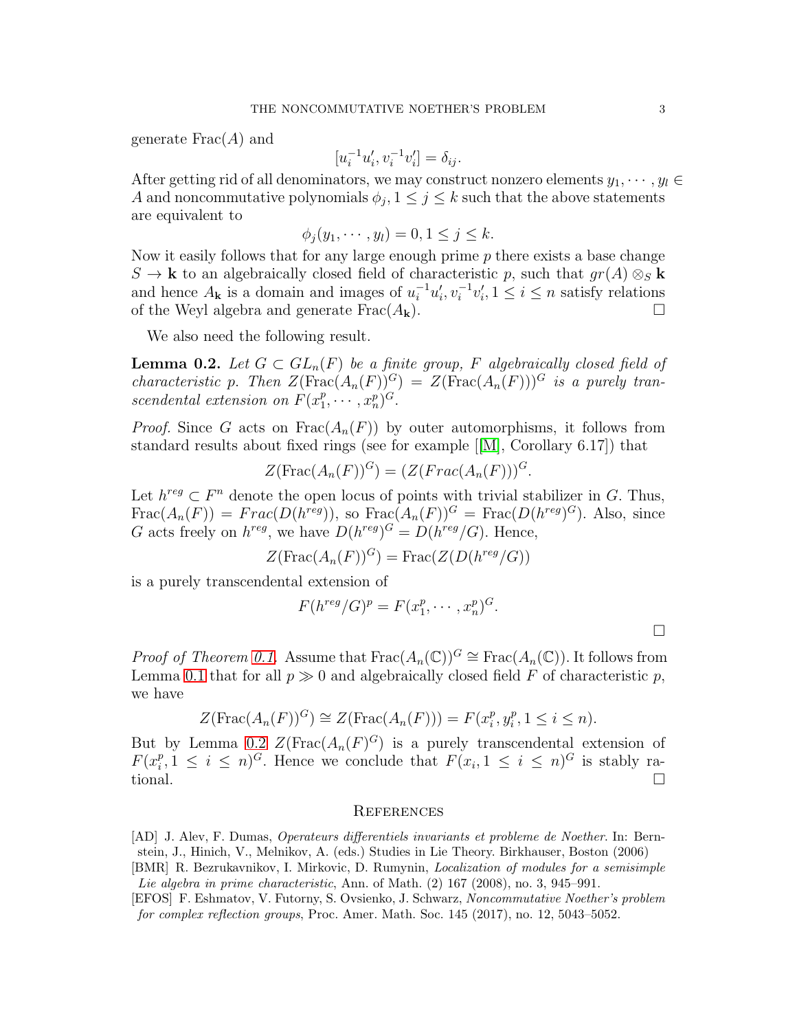generate $\mathrm{Frac}(A)$ and

$$[u_i^{-1}u_i', v_i^{-1}v_i'] = \delta_{ij}.$$

After getting rid of all denominators, we may construct nonzero elements $y_1, \cdots, y_l \in A$ and noncommutative polynomials $\phi_j, 1 \leq j \leq k$ such that the above statements are equivalent to

$$\phi_j(y_1, \cdots, y_l) = 0, 1 \leq j \leq k.$$

Now it easily follows that for any large enough prime $p$ there exists a base change $S \to \mathbf{k}$ to an algebraically closed field of characteristic $p$, such that $gr(A) \otimes_S \mathbf{k}$ and hence $A_{\mathbf{k}}$ is a domain and images of $u_i^{-1}u_i', v_i^{-1}v_i', 1 \leq i \leq n$ satisfy relations of the Weyl algebra and generate $\mathrm{Frac}(A_{\mathbf{k}})$. $\square$

We also need the following result.

**Lemma 0.2.** *Let $G \subset GL_n(F)$ be a finite group, $F$ algebraically closed field of characteristic $p$. Then $Z(\mathrm{Frac}(A_n(F))^G) = Z(\mathrm{Frac}(A_n(F)))^G$ is a purely transcendental extension on $F(x_1^p, \cdots, x_n^p)^G$.*

*Proof.* Since $G$ acts on $\mathrm{Frac}(A_n(F))$ by outer automorphisms, it follows from standard results about fixed rings (see for example [[M], Corollary 6.17]) that

$$Z(\mathrm{Frac}(A_n(F))^G) = (Z(Frac(A_n(F)))^G.$$

Let $h^{reg} \subset F^n$ denote the open locus of points with trivial stabilizer in $G$. Thus, $\mathrm{Frac}(A_n(F)) = Frac(D(h^{reg}))$, so $\mathrm{Frac}(A_n(F))^G = \mathrm{Frac}(D(h^{reg})^G)$. Also, since $G$ acts freely on $h^{reg}$, we have $D(h^{reg})^G = D(h^{reg}/G)$. Hence,

$$Z(\mathrm{Frac}(A_n(F))^G) = \mathrm{Frac}(Z(D(h^{reg}/G))$$

is a purely transcendental extension of

$$F(h^{reg}/G)^p = F(x_1^p, \cdots, x_n^p)^G.$$

$\square$

*Proof of Theorem 0.1.* Assume that $\mathrm{Frac}(A_n(\mathbb{C}))^G \cong \mathrm{Frac}(A_n(\mathbb{C}))$. It follows from Lemma 0.1 that for all $p \gg 0$ and algebraically closed field $F$ of characteristic $p$, we have

$$Z(\mathrm{Frac}(A_n(F))^G) \cong Z(\mathrm{Frac}(A_n(F))) = F(x_i^p, y_i^p, 1 \leq i \leq n).$$

But by Lemma 0.2 $Z(\mathrm{Frac}(A_n(F)^G)$ is a purely transcendental extension of $F(x_i^p, 1 \leq i \leq n)^G$. Hence we conclude that $F(x_i, 1 \leq i \leq n)^G$ is stably rational. $\square$

## References

[AD] J. Alev, F. Dumas, *Operateurs differentiels invariants et probleme de Noether*. In: Bernstein, J., Hinich, V., Melnikov, A. (eds.) Studies in Lie Theory. Birkhauser, Boston (2006)

[BMR] R. Bezrukavnikov, I. Mirkovic, D. Rumynin, *Localization of modules for a semisimple Lie algebra in prime characteristic*, Ann. of Math. (2) 167 (2008), no. 3, 945–991.

[EFOS] F. Eshmatov, V. Futorny, S. Ovsienko, J. Schwarz, *Noncommutative Noether's problem for complex reflection groups*, Proc. Amer. Math. Soc. 145 (2017), no. 12, 5043–5052.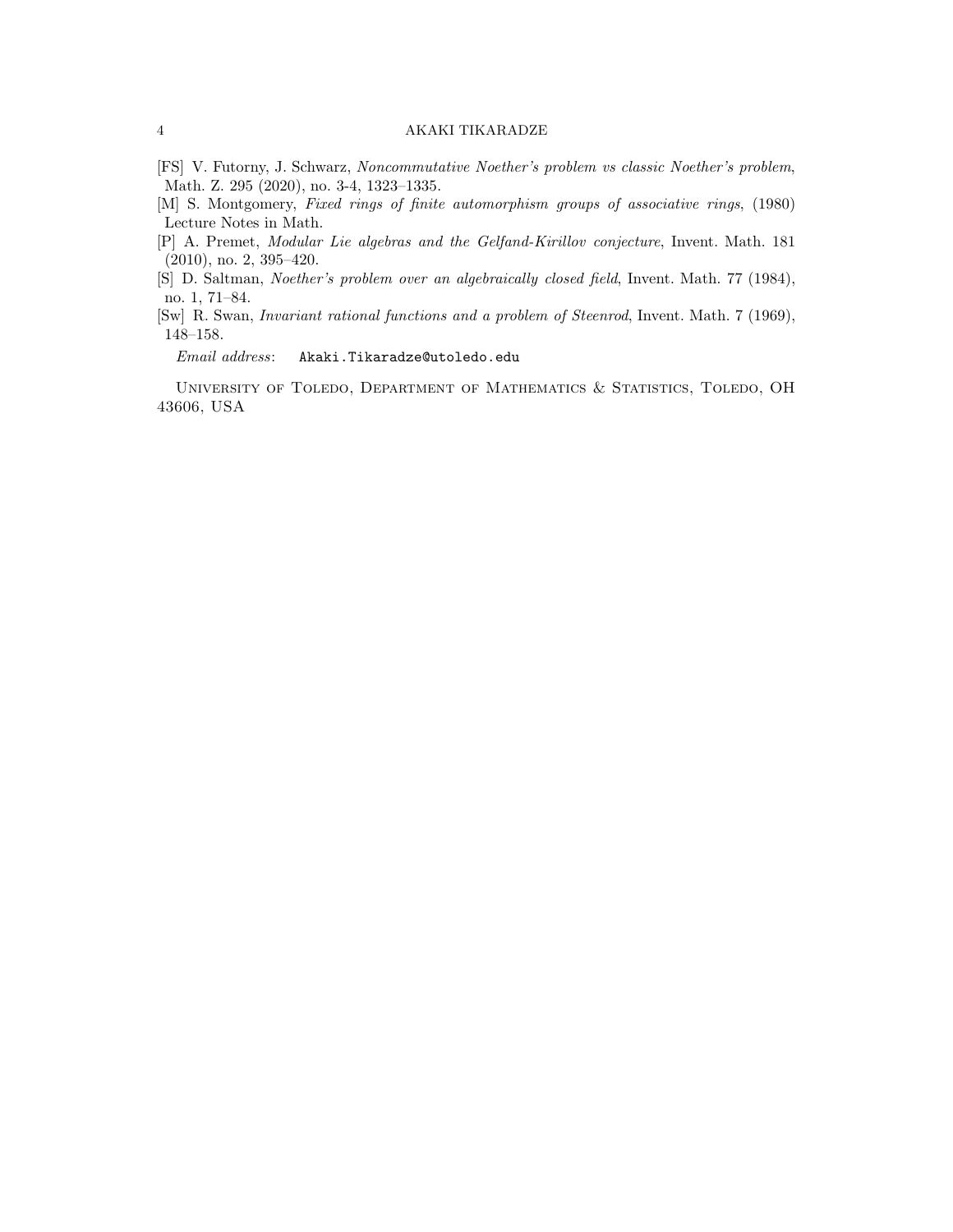[FS] V. Futorny, J. Schwarz, *Noncommutative Noether's problem vs classic Noether's problem*, Math. Z. 295 (2020), no. 3-4, 1323–1335.

[M] S. Montgomery, *Fixed rings of finite automorphism groups of associative rings*, (1980) Lecture Notes in Math.

[P] A. Premet, *Modular Lie algebras and the Gelfand-Kirillov conjecture*, Invent. Math. 181 (2010), no. 2, 395–420.

[S] D. Saltman, *Noether's problem over an algebraically closed field*, Invent. Math. 77 (1984), no. 1, 71–84.

[Sw] R. Swan, *Invariant rational functions and a problem of Steenrod*, Invent. Math. 7 (1969), 148–158.

*Email address*: `Akaki.Tikaradze@utoledo.edu`

University of Toledo, Department of Mathematics & Statistics, Toledo, OH 43606, USA